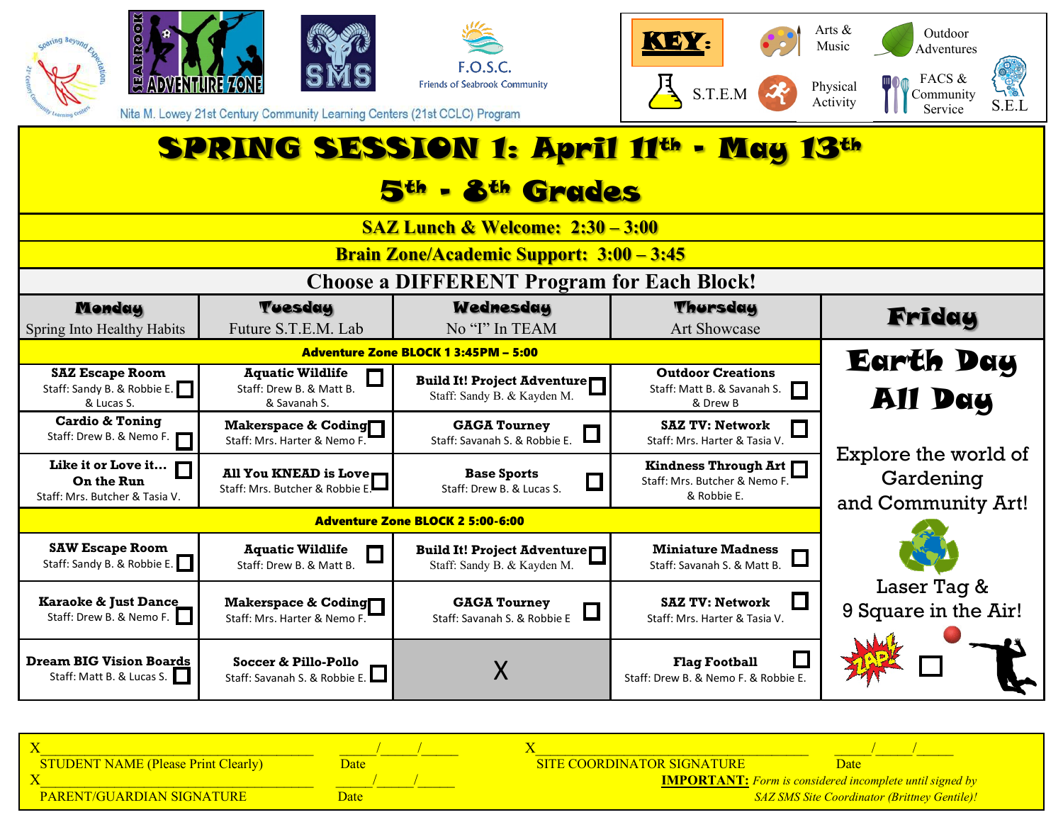Soaring Beyond Expectations — 21st Century Community Learning Centers

SEABROOK ADVENTURE ZONE

SMS

F.O.S.C. Friends of Seabrook Community

Nita M. Lowey 21st Century Community Learning Centers (21st CCLC) Program

**KEY:** Arts & Music | Outdoor Adventures | S.T.E.M | Physical Activity | FACS & Community Service | S.E.L

# SPRING SESSION 1: April 11th - May 13th

## 5th - 8th Grades

**SAZ Lunch & Welcome: 2:30 – 3:00**

**Brain Zone/Academic Support: 3:00 – 3:45**

**Choose a DIFFERENT Program for Each Block!**

| Monday<br>Spring Into Healthy Habits | Tuesday<br>Future S.T.E.M. Lab | Wednesday<br>No "I" In TEAM | Thursday<br>Art Showcase | Friday |
|---|---|---|---|---|
| **Adventure Zone BLOCK 1 3:45PM – 5:00** | | | | **Earth Day All Day**<br><br>Explore the world of Gardening and Community Art!<br><br>Laser Tag & 9 Square in the Air! ☐ |
| **SAZ Escape Room**<br>Staff: Sandy B. & Robbie E. & Lucas S. ☐ | **Aquatic Wildlife**<br>Staff: Drew B. & Matt B. & Savanah S. ☐ | **Build It! Project Adventure**<br>Staff: Sandy B. & Kayden M. ☐ | **Outdoor Creations**<br>Staff: Matt B. & Savanah S. & Drew B ☐ | |
| **Cardio & Toning**<br>Staff: Drew B. & Nemo F. ☐ | **Makerspace & Coding**<br>Staff: Mrs. Harter & Nemo F. ☐ | **GAGA Tourney**<br>Staff: Savanah S. & Robbie E. ☐ | **SAZ TV: Network**<br>Staff: Mrs. Harter & Tasia V. ☐ | |
| **Like it or Love it… On the Run**<br>Staff: Mrs. Butcher & Tasia V. ☐ | **All You KNEAD is Love**<br>Staff: Mrs. Butcher & Robbie E. ☐ | **Base Sports**<br>Staff: Drew B. & Lucas S. ☐ | **Kindness Through Art**<br>Staff: Mrs. Butcher & Nemo F. & Robbie E. ☐ | |
| **Adventure Zone BLOCK 2 5:00-6:00** | | | | |
| **SAW Escape Room**<br>Staff: Sandy B. & Robbie E. ☐ | **Aquatic Wildlife**<br>Staff: Drew B. & Matt B. ☐ | **Build It! Project Adventure**<br>Staff: Sandy B. & Kayden M. ☐ | **Miniature Madness**<br>Staff: Savanah S. & Matt B. ☐ | |
| **Karaoke & Just Dance**<br>Staff: Drew B. & Nemo F. ☐ | **Makerspace & Coding**<br>Staff: Mrs. Harter & Nemo F. ☐ | **GAGA Tourney**<br>Staff: Savanah S. & Robbie E ☐ | **SAZ TV: Network**<br>Staff: Mrs. Harter & Tasia V. ☐ | |
| **Dream BIG Vision Boards**<br>Staff: Matt B. & Lucas S. ☐ | **Soccer & Pillo-Pollo**<br>Staff: Savanah S. & Robbie E. ☐ | X | **Flag Football**<br>Staff: Drew B. & Nemo F. & Robbie E. ☐ | |

X______________________________________ \_\_\_\_\_/\_\_\_\_\_/\_\_\_\_\_
STUDENT NAME (Please Print Clearly) Date

X______________________________________ \_\_\_\_\_/\_\_\_\_\_/\_\_\_\_\_
PARENT/GUARDIAN SIGNATURE Date

X______________________________________ \_\_\_\_\_/\_\_\_\_\_/\_\_\_\_\_
SITE COORDINATOR SIGNATURE Date

**IMPORTANT:** *Form is considered incomplete until signed by SAZ SMS Site Coordinator (Brittney Gentile)!*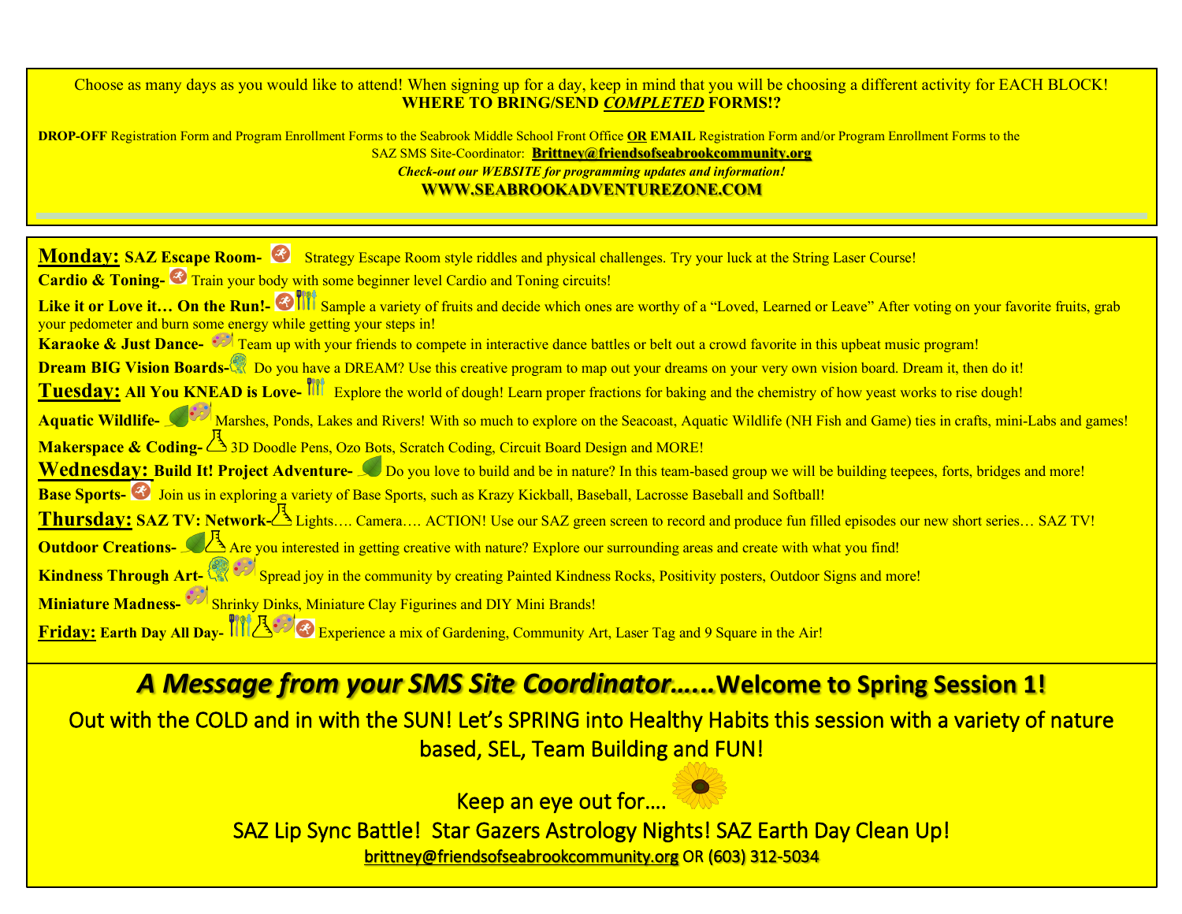Choose as many days as you would like to attend! When signing up for a day, keep in mind that you will be choosing a different activity for EACH BLOCK!

**WHERE TO BRING/SEND *COMPLETED* FORMS!?**

**DROP-OFF** Registration Form and Program Enrollment Forms to the Seabrook Middle School Front Office **OR EMAIL** Registration Form and/or Program Enrollment Forms to the SAZ SMS Site-Coordinator: **Brittney@friendsofseabrookcommunity.org**

***Check-out our WEBSITE for programming updates and information!***

**WWW.SEABROOKADVENTUREZONE.COM**

---

**Monday: SAZ Escape Room-** Strategy Escape Room style riddles and physical challenges. Try your luck at the String Laser Course!

**Cardio & Toning-** Train your body with some beginner level Cardio and Toning circuits!

**Like it or Love it… On the Run!-** Sample a variety of fruits and decide which ones are worthy of a "Loved, Learned or Leave" After voting on your favorite fruits, grab your pedometer and burn some energy while getting your steps in!

**Karaoke & Just Dance-** Team up with your friends to compete in interactive dance battles or belt out a crowd favorite in this upbeat music program!

**Dream BIG Vision Boards-** Do you have a DREAM? Use this creative program to map out your dreams on your very own vision board. Dream it, then do it!

**Tuesday: All You KNEAD is Love-** Explore the world of dough! Learn proper fractions for baking and the chemistry of how yeast works to rise dough!

**Aquatic Wildlife-** Marshes, Ponds, Lakes and Rivers! With so much to explore on the Seacoast, Aquatic Wildlife (NH Fish and Game) ties in crafts, mini-Labs and games!

**Makerspace & Coding-** 3D Doodle Pens, Ozo Bots, Scratch Coding, Circuit Board Design and MORE!

**Wednesday: Build It! Project Adventure-** Do you love to build and be in nature? In this team-based group we will be building teepees, forts, bridges and more!

**Base Sports-** Join us in exploring a variety of Base Sports, such as Krazy Kickball, Baseball, Lacrosse Baseball and Softball!

**Thursday: SAZ TV: Network-** Lights…. Camera…. ACTION! Use our SAZ green screen to record and produce fun filled episodes our new short series… SAZ TV!

**Outdoor Creations-** Are you interested in getting creative with nature? Explore our surrounding areas and create with what you find!

**Kindness Through Art-** Spread joy in the community by creating Painted Kindness Rocks, Positivity posters, Outdoor Signs and more!

**Miniature Madness-** Shrinky Dinks, Miniature Clay Figurines and DIY Mini Brands!

**Friday: Earth Day All Day-** Experience a mix of Gardening, Community Art, Laser Tag and 9 Square in the Air!

---

## *A Message from your SMS Site Coordinator……*Welcome to Spring Session 1!

Out with the COLD and in with the SUN! Let's SPRING into Healthy Habits this session with a variety of nature based, SEL, Team Building and FUN!

Keep an eye out for….

SAZ Lip Sync Battle! Star Gazers Astrology Nights! SAZ Earth Day Clean Up!

brittney@friendsofseabrookcommunity.org OR (603) 312-5034